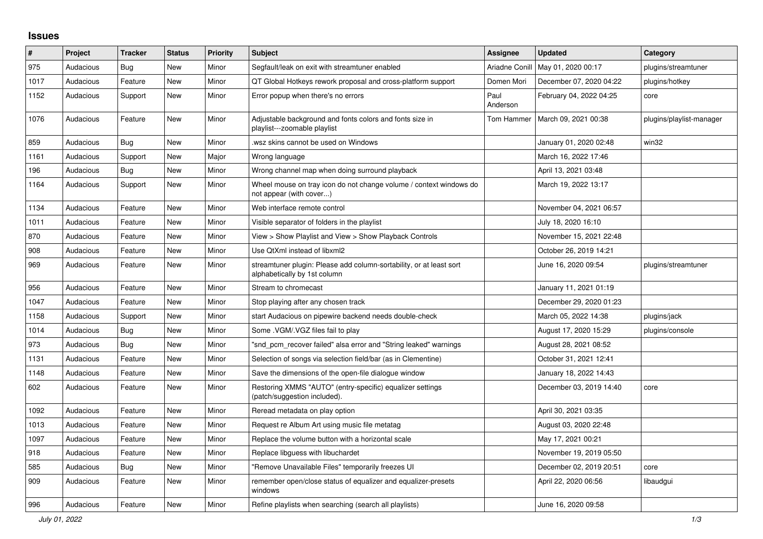## Issues

| # | Project | Tracker | Status | Priority | Subject | Assignee | Updated | Category |
|---|---|---|---|---|---|---|---|---|
| 975 | Audacious | Bug | New | Minor | Segfault/leak on exit with streamtuner enabled | Ariadne Conill | May 01, 2020 00:17 | plugins/streamtuner |
| 1017 | Audacious | Feature | New | Minor | QT Global Hotkeys rework proposal and cross-platform support | Domen Mori | December 07, 2020 04:22 | plugins/hotkey |
| 1152 | Audacious | Support | New | Minor | Error popup when there's no errors | Paul Anderson | February 04, 2022 04:25 | core |
| 1076 | Audacious | Feature | New | Minor | Adjustable background and fonts colors and fonts size in playlist---zoomable playlist | Tom Hammer | March 09, 2021 00:38 | plugins/playlist-manager |
| 859 | Audacious | Bug | New | Minor | .wsz skins cannot be used on Windows | | January 01, 2020 02:48 | win32 |
| 1161 | Audacious | Support | New | Major | Wrong language | | March 16, 2022 17:46 | |
| 196 | Audacious | Bug | New | Minor | Wrong channel map when doing surround playback | | April 13, 2021 03:48 | |
| 1164 | Audacious | Support | New | Minor | Wheel mouse on tray icon do not change volume / context windows do not appear (with cover...) | | March 19, 2022 13:17 | |
| 1134 | Audacious | Feature | New | Minor | Web interface remote control | | November 04, 2021 06:57 | |
| 1011 | Audacious | Feature | New | Minor | Visible separator of folders in the playlist | | July 18, 2020 16:10 | |
| 870 | Audacious | Feature | New | Minor | View > Show Playlist and View > Show Playback Controls | | November 15, 2021 22:48 | |
| 908 | Audacious | Feature | New | Minor | Use QtXml instead of libxml2 | | October 26, 2019 14:21 | |
| 969 | Audacious | Feature | New | Minor | streamtuner plugin: Please add column-sortability, or at least sort alphabetically by 1st column | | June 16, 2020 09:54 | plugins/streamtuner |
| 956 | Audacious | Feature | New | Minor | Stream to chromecast | | January 11, 2021 01:19 | |
| 1047 | Audacious | Feature | New | Minor | Stop playing after any chosen track | | December 29, 2020 01:23 | |
| 1158 | Audacious | Support | New | Minor | start Audacious on pipewire backend needs double-check | | March 05, 2022 14:38 | plugins/jack |
| 1014 | Audacious | Bug | New | Minor | Some .VGM/.VGZ files fail to play | | August 17, 2020 15:29 | plugins/console |
| 973 | Audacious | Bug | New | Minor | "snd_pcm_recover failed" alsa error and "String leaked" warnings | | August 28, 2021 08:52 | |
| 1131 | Audacious | Feature | New | Minor | Selection of songs via selection field/bar (as in Clementine) | | October 31, 2021 12:41 | |
| 1148 | Audacious | Feature | New | Minor | Save the dimensions of the open-file dialogue window | | January 18, 2022 14:43 | |
| 602 | Audacious | Feature | New | Minor | Restoring XMMS "AUTO" (entry-specific) equalizer settings (patch/suggestion included). | | December 03, 2019 14:40 | core |
| 1092 | Audacious | Feature | New | Minor | Reread metadata on play option | | April 30, 2021 03:35 | |
| 1013 | Audacious | Feature | New | Minor | Request re Album Art using music file metatag | | August 03, 2020 22:48 | |
| 1097 | Audacious | Feature | New | Minor | Replace the volume button with a horizontal scale | | May 17, 2021 00:21 | |
| 918 | Audacious | Feature | New | Minor | Replace libguess with libuchardet | | November 19, 2019 05:50 | |
| 585 | Audacious | Bug | New | Minor | "Remove Unavailable Files" temporarily freezes UI | | December 02, 2019 20:51 | core |
| 909 | Audacious | Feature | New | Minor | remember open/close status of equalizer and equalizer-presets windows | | April 22, 2020 06:56 | libaudgui |
| 996 | Audacious | Feature | New | Minor | Refine playlists when searching (search all playlists) | | June 16, 2020 09:58 | |

*July 01, 2022*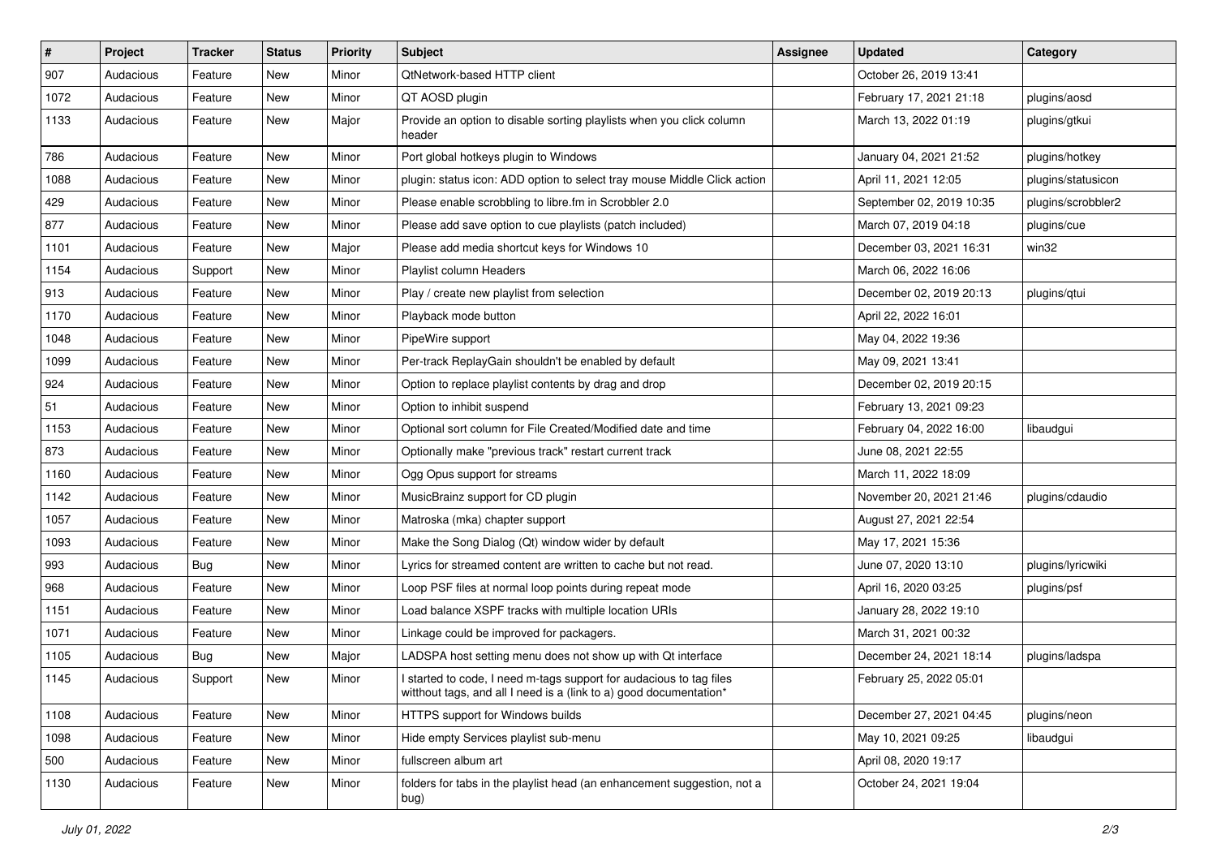| # | Project | Tracker | Status | Priority | Subject | Assignee | Updated | Category |
|---|---|---|---|---|---|---|---|---|
| 907 | Audacious | Feature | New | Minor | QtNetwork-based HTTP client | | October 26, 2019 13:41 | |
| 1072 | Audacious | Feature | New | Minor | QT AOSD plugin | | February 17, 2021 21:18 | plugins/aosd |
| 1133 | Audacious | Feature | New | Major | Provide an option to disable sorting playlists when you click column header | | March 13, 2022 01:19 | plugins/gtkui |
| 786 | Audacious | Feature | New | Minor | Port global hotkeys plugin to Windows | | January 04, 2021 21:52 | plugins/hotkey |
| 1088 | Audacious | Feature | New | Minor | plugin: status icon: ADD option to select tray mouse Middle Click action | | April 11, 2021 12:05 | plugins/statusicon |
| 429 | Audacious | Feature | New | Minor | Please enable scrobbling to libre.fm in Scrobbler 2.0 | | September 02, 2019 10:35 | plugins/scrobbler2 |
| 877 | Audacious | Feature | New | Minor | Please add save option to cue playlists (patch included) | | March 07, 2019 04:18 | plugins/cue |
| 1101 | Audacious | Feature | New | Major | Please add media shortcut keys for Windows 10 | | December 03, 2021 16:31 | win32 |
| 1154 | Audacious | Support | New | Minor | Playlist column Headers | | March 06, 2022 16:06 | |
| 913 | Audacious | Feature | New | Minor | Play / create new playlist from selection | | December 02, 2019 20:13 | plugins/qtui |
| 1170 | Audacious | Feature | New | Minor | Playback mode button | | April 22, 2022 16:01 | |
| 1048 | Audacious | Feature | New | Minor | PipeWire support | | May 04, 2022 19:36 | |
| 1099 | Audacious | Feature | New | Minor | Per-track ReplayGain shouldn't be enabled by default | | May 09, 2021 13:41 | |
| 924 | Audacious | Feature | New | Minor | Option to replace playlist contents by drag and drop | | December 02, 2019 20:15 | |
| 51 | Audacious | Feature | New | Minor | Option to inhibit suspend | | February 13, 2021 09:23 | |
| 1153 | Audacious | Feature | New | Minor | Optional sort column for File Created/Modified date and time | | February 04, 2022 16:00 | libaudgui |
| 873 | Audacious | Feature | New | Minor | Optionally make "previous track" restart current track | | June 08, 2021 22:55 | |
| 1160 | Audacious | Feature | New | Minor | Ogg Opus support for streams | | March 11, 2022 18:09 | |
| 1142 | Audacious | Feature | New | Minor | MusicBrainz support for CD plugin | | November 20, 2021 21:46 | plugins/cdaudio |
| 1057 | Audacious | Feature | New | Minor | Matroska (mka) chapter support | | August 27, 2021 22:54 | |
| 1093 | Audacious | Feature | New | Minor | Make the Song Dialog (Qt) window wider by default | | May 17, 2021 15:36 | |
| 993 | Audacious | Bug | New | Minor | Lyrics for streamed content are written to cache but not read. | | June 07, 2020 13:10 | plugins/lyricwiki |
| 968 | Audacious | Feature | New | Minor | Loop PSF files at normal loop points during repeat mode | | April 16, 2020 03:25 | plugins/psf |
| 1151 | Audacious | Feature | New | Minor | Load balance XSPF tracks with multiple location URIs | | January 28, 2022 19:10 | |
| 1071 | Audacious | Feature | New | Minor | Linkage could be improved for packagers. | | March 31, 2021 00:32 | |
| 1105 | Audacious | Bug | New | Major | LADSPA host setting menu does not show up with Qt interface | | December 24, 2021 18:14 | plugins/ladspa |
| 1145 | Audacious | Support | New | Minor | I started to code, I need m-tags support for audacious to tag files witthout tags, and all I need is a (link to a) good documentation* | | February 25, 2022 05:01 | |
| 1108 | Audacious | Feature | New | Minor | HTTPS support for Windows builds | | December 27, 2021 04:45 | plugins/neon |
| 1098 | Audacious | Feature | New | Minor | Hide empty Services playlist sub-menu | | May 10, 2021 09:25 | libaudgui |
| 500 | Audacious | Feature | New | Minor | fullscreen album art | | April 08, 2020 19:17 | |
| 1130 | Audacious | Feature | New | Minor | folders for tabs in the playlist head (an enhancement suggestion, not a bug) | | October 24, 2021 19:04 | |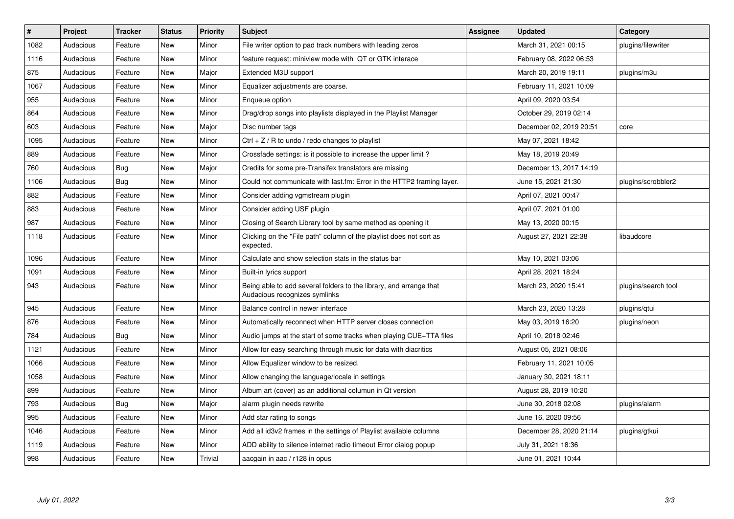| # | Project | Tracker | Status | Priority | Subject | Assignee | Updated | Category |
|---|---|---|---|---|---|---|---|---|
| 1082 | Audacious | Feature | New | Minor | File writer option to pad track numbers with leading zeros | | March 31, 2021 00:15 | plugins/filewriter |
| 1116 | Audacious | Feature | New | Minor | feature request: miniview mode with QT or GTK interace | | February 08, 2022 06:53 | |
| 875 | Audacious | Feature | New | Major | Extended M3U support | | March 20, 2019 19:11 | plugins/m3u |
| 1067 | Audacious | Feature | New | Minor | Equalizer adjustments are coarse. | | February 11, 2021 10:09 | |
| 955 | Audacious | Feature | New | Minor | Enqueue option | | April 09, 2020 03:54 | |
| 864 | Audacious | Feature | New | Minor | Drag/drop songs into playlists displayed in the Playlist Manager | | October 29, 2019 02:14 | |
| 603 | Audacious | Feature | New | Major | Disc number tags | | December 02, 2019 20:51 | core |
| 1095 | Audacious | Feature | New | Minor | Ctrl + Z / R to undo / redo changes to playlist | | May 07, 2021 18:42 | |
| 889 | Audacious | Feature | New | Minor | Crossfade settings: is it possible to increase the upper limit ? | | May 18, 2019 20:49 | |
| 760 | Audacious | Bug | New | Major | Credits for some pre-Transifex translators are missing | | December 13, 2017 14:19 | |
| 1106 | Audacious | Bug | New | Minor | Could not communicate with last.fm: Error in the HTTP2 framing layer. | | June 15, 2021 21:30 | plugins/scrobbler2 |
| 882 | Audacious | Feature | New | Minor | Consider adding vgmstream plugin | | April 07, 2021 00:47 | |
| 883 | Audacious | Feature | New | Minor | Consider adding USF plugin | | April 07, 2021 01:00 | |
| 987 | Audacious | Feature | New | Minor | Closing of Search Library tool by same method as opening it | | May 13, 2020 00:15 | |
| 1118 | Audacious | Feature | New | Minor | Clicking on the "File path" column of the playlist does not sort as expected. | | August 27, 2021 22:38 | libaudcore |
| 1096 | Audacious | Feature | New | Minor | Calculate and show selection stats in the status bar | | May 10, 2021 03:06 | |
| 1091 | Audacious | Feature | New | Minor | Built-in lyrics support | | April 28, 2021 18:24 | |
| 943 | Audacious | Feature | New | Minor | Being able to add several folders to the library, and arrange that Audacious recognizes symlinks | | March 23, 2020 15:41 | plugins/search tool |
| 945 | Audacious | Feature | New | Minor | Balance control in newer interface | | March 23, 2020 13:28 | plugins/qtui |
| 876 | Audacious | Feature | New | Minor | Automatically reconnect when HTTP server closes connection | | May 03, 2019 16:20 | plugins/neon |
| 784 | Audacious | Bug | New | Minor | Audio jumps at the start of some tracks when playing CUE+TTA files | | April 10, 2018 02:46 | |
| 1121 | Audacious | Feature | New | Minor | Allow for easy searching through music for data with diacritics | | August 05, 2021 08:06 | |
| 1066 | Audacious | Feature | New | Minor | Allow Equalizer window to be resized. | | February 11, 2021 10:05 | |
| 1058 | Audacious | Feature | New | Minor | Allow changing the language/locale in settings | | January 30, 2021 18:11 | |
| 899 | Audacious | Feature | New | Minor | Album art (cover) as an additional columun in Qt version | | August 28, 2019 10:20 | |
| 793 | Audacious | Bug | New | Major | alarm plugin needs rewrite | | June 30, 2018 02:08 | plugins/alarm |
| 995 | Audacious | Feature | New | Minor | Add star rating to songs | | June 16, 2020 09:56 | |
| 1046 | Audacious | Feature | New | Minor | Add all id3v2 frames in the settings of Playlist available columns | | December 28, 2020 21:14 | plugins/gtkui |
| 1119 | Audacious | Feature | New | Minor | ADD ability to silence internet radio timeout Error dialog popup | | July 31, 2021 18:36 | |
| 998 | Audacious | Feature | New | Trivial | aacgain in aac / r128 in opus | | June 01, 2021 10:44 | |